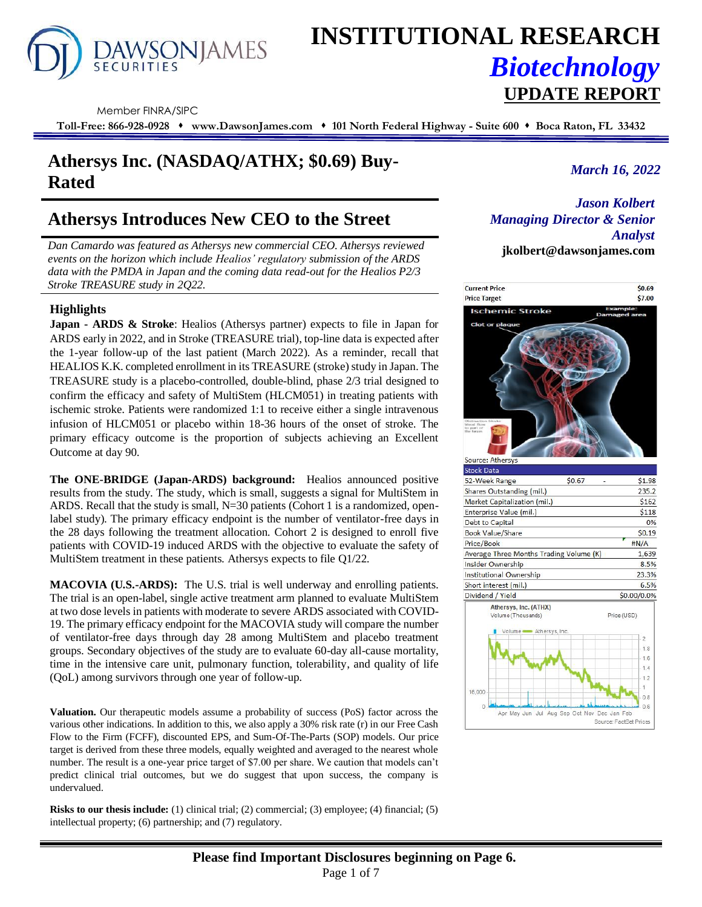# INSTITUTIONAL RESEARCH

## *Biotechnology*

## UPDATE REPORT

Member FINRA/SIPC

**Toll-Free: 866-928-0928 ♦ www.DawsonJames.com ♦ 101 North Federal Highway - Suite 600 ♦ Boca Raton, FL 33432**

# Athersys Inc. (NASDAQ/ATHX; $0.69) Buy-Rated

*March 16, 2022*

## Athersys Introduces New CEO to the Street

*Dan Camardo was featured as Athersys new commercial CEO. Athersys reviewed events on the horizon which include Healios' regulatory submission of the ARDS data with the PMDA in Japan and the coming data read-out for the Healios P2/3 Stroke TREASURE study in 2Q22.*

***Jason Kolbert***
***Managing Director & Senior Analyst***
**jkolbert@dawsonjames.com**

### Highlights

**Japan - ARDS & Stroke**: Healios (Athersys partner) expects to file in Japan for ARDS early in 2022, and in Stroke (TREASURE trial), top-line data is expected after the 1-year follow-up of the last patient (March 2022). As a reminder, recall that HEALIOS K.K. completed enrollment in its TREASURE (stroke) study in Japan. The TREASURE study is a placebo-controlled, double-blind, phase 2/3 trial designed to confirm the efficacy and safety of MultiStem (HLCM051) in treating patients with ischemic stroke. Patients were randomized 1:1 to receive either a single intravenous infusion of HLCM051 or placebo within 18-36 hours of the onset of stroke. The primary efficacy outcome is the proportion of subjects achieving an Excellent Outcome at day 90.

**The ONE-BRIDGE (Japan-ARDS) background:** Healios announced positive results from the study. The study, which is small, suggests a signal for MultiStem in ARDS. Recall that the study is small, N=30 patients (Cohort 1 is a randomized, open-label study). The primary efficacy endpoint is the number of ventilator-free days in the 28 days following the treatment allocation. Cohort 2 is designed to enroll five patients with COVID-19 induced ARDS with the objective to evaluate the safety of MultiStem treatment in these patients. Athersys expects to file Q1/22.

**MACOVIA (U.S.-ARDS):** The U.S. trial is well underway and enrolling patients. The trial is an open-label, single active treatment arm planned to evaluate MultiStem at two dose levels in patients with moderate to severe ARDS associated with COVID-19. The primary efficacy endpoint for the MACOVIA study will compare the number of ventilator-free days through day 28 among MultiStem and placebo treatment groups. Secondary objectives of the study are to evaluate 60-day all-cause mortality, time in the intensive care unit, pulmonary function, tolerability, and quality of life (QoL) among survivors through one year of follow-up.

**Valuation.** Our therapeutic models assume a probability of success (PoS) factor across the various other indications. In addition to this, we also apply a 30% risk rate (r) in our Free Cash Flow to the Firm (FCFF), discounted EPS, and Sum-Of-The-Parts (SOP) models. Our price target is derived from these three models, equally weighted and averaged to the nearest whole number. The result is a one-year price target of $7.00 per share. We caution that models can't predict clinical trial outcomes, but we do suggest that upon success, the company is undervalued.

**Risks to our thesis include:** (1) clinical trial; (2) commercial; (3) employee; (4) financial; (5) intellectual property; (6) partnership; and (7) regulatory.

| | |
|---|---|
| Current Price | $0.69 |
| Price Target | $7.00 |

Source: Athersys

| Stock Data | | | |
|---|---|---|---|
| 52-Week Range | $0.67 | - | $1.98 |
| Shares Outstanding (mil.) | | | 235.2 |
| Market Capitalization (mil.) | | | $162 |
| Enterprise Value (mil.) | | | $118 |
| Debt to Capital | | | 0% |
| Book Value/Share | | | $0.19 |
| Price/Book | | | #N/A |
| Average Three Months Trading Volume (K) | | | 1,639 |
| Insider Ownership | | | 8.5% |
| Institutional Ownership | | | 23.3% |
| Short interest (mil.) | | | 6.5% |
| Dividend / Yield | | | $0.00/0.0% |

Athersys, Inc. (ATHX) Volume (Thousands) / Price (USD)

Source: FactSet Prices

**Please find Important Disclosures beginning on Page 6.**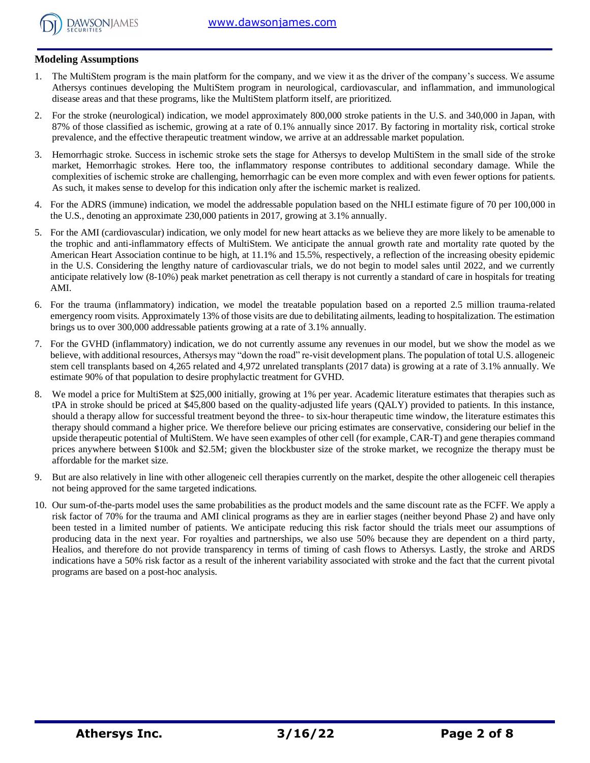## Modeling Assumptions

1. The MultiStem program is the main platform for the company, and we view it as the driver of the company's success. We assume Athersys continues developing the MultiStem program in neurological, cardiovascular, and inflammation, and immunological disease areas and that these programs, like the MultiStem platform itself, are prioritized.
2. For the stroke (neurological) indication, we model approximately 800,000 stroke patients in the U.S. and 340,000 in Japan, with 87% of those classified as ischemic, growing at a rate of 0.1% annually since 2017. By factoring in mortality risk, cortical stroke prevalence, and the effective therapeutic treatment window, we arrive at an addressable market population.
3. Hemorrhagic stroke. Success in ischemic stroke sets the stage for Athersys to develop MultiStem in the small side of the stroke market, Hemorrhagic strokes. Here too, the inflammatory response contributes to additional secondary damage. While the complexities of ischemic stroke are challenging, hemorrhagic can be even more complex and with even fewer options for patients. As such, it makes sense to develop for this indication only after the ischemic market is realized.
4. For the ADRS (immune) indication, we model the addressable population based on the NHLI estimate figure of 70 per 100,000 in the U.S., denoting an approximate 230,000 patients in 2017, growing at 3.1% annually.
5. For the AMI (cardiovascular) indication, we only model for new heart attacks as we believe they are more likely to be amenable to the trophic and anti-inflammatory effects of MultiStem. We anticipate the annual growth rate and mortality rate quoted by the American Heart Association continue to be high, at 11.1% and 15.5%, respectively, a reflection of the increasing obesity epidemic in the U.S. Considering the lengthy nature of cardiovascular trials, we do not begin to model sales until 2022, and we currently anticipate relatively low (8-10%) peak market penetration as cell therapy is not currently a standard of care in hospitals for treating AMI.
6. For the trauma (inflammatory) indication, we model the treatable population based on a reported 2.5 million trauma-related emergency room visits. Approximately 13% of those visits are due to debilitating ailments, leading to hospitalization. The estimation brings us to over 300,000 addressable patients growing at a rate of 3.1% annually.
7. For the GVHD (inflammatory) indication, we do not currently assume any revenues in our model, but we show the model as we believe, with additional resources, Athersys may "down the road" re-visit development plans. The population of total U.S. allogeneic stem cell transplants based on 4,265 related and 4,972 unrelated transplants (2017 data) is growing at a rate of 3.1% annually. We estimate 90% of that population to desire prophylactic treatment for GVHD.
8. We model a price for MultiStem at $25,000 initially, growing at 1% per year. Academic literature estimates that therapies such as tPA in stroke should be priced at $45,800 based on the quality-adjusted life years (QALY) provided to patients. In this instance, should a therapy allow for successful treatment beyond the three- to six-hour therapeutic time window, the literature estimates this therapy should command a higher price. We therefore believe our pricing estimates are conservative, considering our belief in the upside therapeutic potential of MultiStem. We have seen examples of other cell (for example, CAR-T) and gene therapies command prices anywhere between $100k and $2.5M; given the blockbuster size of the stroke market, we recognize the therapy must be affordable for the market size.
9. But are also relatively in line with other allogeneic cell therapies currently on the market, despite the other allogeneic cell therapies not being approved for the same targeted indications.
10. Our sum-of-the-parts model uses the same probabilities as the product models and the same discount rate as the FCFF. We apply a risk factor of 70% for the trauma and AMI clinical programs as they are in earlier stages (neither beyond Phase 2) and have only been tested in a limited number of patients. We anticipate reducing this risk factor should the trials meet our assumptions of producing data in the next year. For royalties and partnerships, we also use 50% because they are dependent on a third party, Healios, and therefore do not provide transparency in terms of timing of cash flows to Athersys. Lastly, the stroke and ARDS indications have a 50% risk factor as a result of the inherent variability associated with stroke and the fact that the current pivotal programs are based on a post-hoc analysis.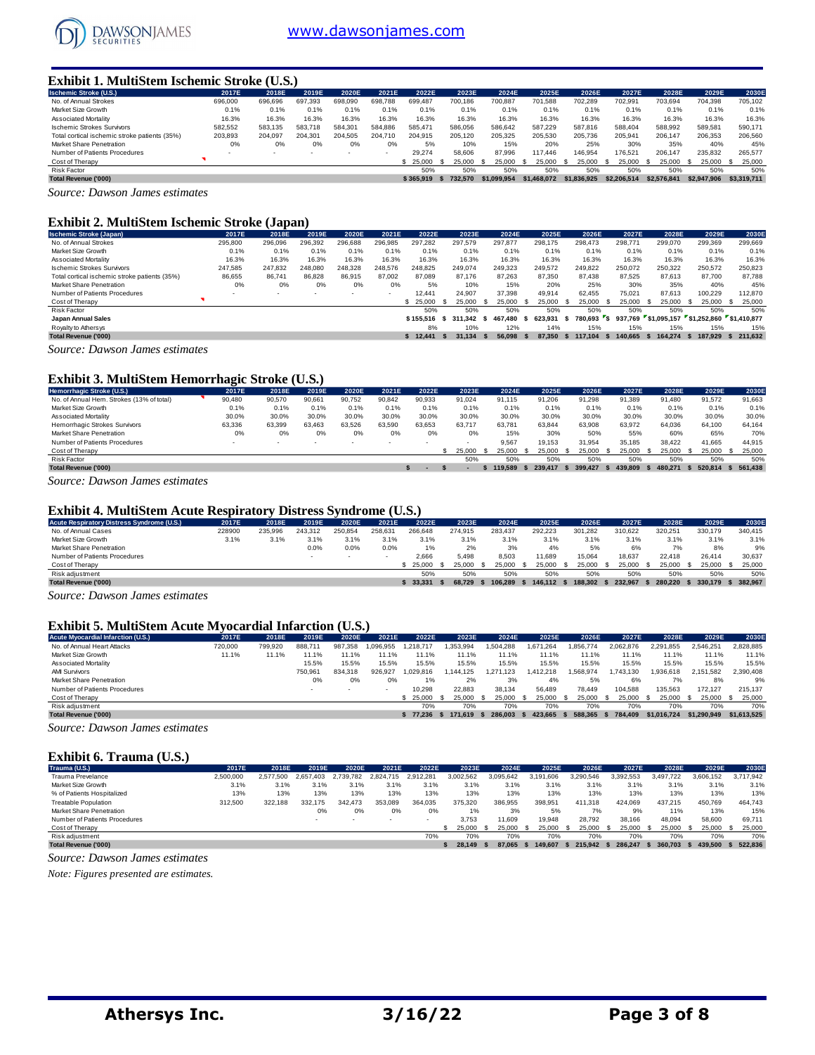## Exhibit 1. MultiStem Ischemic Stroke (U.S.)

| Ischemic Stroke (U.S.) | 2017E | 2018E | 2019E | 2020E | 2021E | 2022E | 2023E | 2024E | 2025E | 2026E | 2027E | 2028E | 2029E | 2030E |
|---|---|---|---|---|---|---|---|---|---|---|---|---|---|---|
| No. of Annual Strokes | 696,000 | 696,696 | 697,393 | 698,090 | 698,788 | 699,487 | 700,186 | 700,887 | 701,588 | 702,289 | 702,991 | 703,694 | 704,398 | 705,102 |
| Market Size Growth | 0.1% | 0.1% | 0.1% | 0.1% | 0.1% | 0.1% | 0.1% | 0.1% | 0.1% | 0.1% | 0.1% | 0.1% | 0.1% | 0.1% |
| Associated Mortality | 16.3% | 16.3% | 16.3% | 16.3% | 16.3% | 16.3% | 16.3% | 16.3% | 16.3% | 16.3% | 16.3% | 16.3% | 16.3% | 16.3% |
| Ischemic Strokes Survivors | 582,552 | 583,135 | 583,718 | 584,301 | 584,886 | 585,471 | 586,056 | 586,642 | 587,229 | 587,816 | 588,404 | 588,992 | 589,581 | 590,171 |
| Total cortical ischemic stroke patients (35%) | 203,893 | 204,097 | 204,301 | 204,505 | 204,710 | 204,915 | 205,120 | 205,325 | 205,530 | 205,736 | 205,941 | 206,147 | 206,353 | 206,560 |
| Market Share Penetration | 0% | 0% | 0% | 0% | 0% | 5% | 10% | 15% | 20% | 25% | 30% | 35% | 40% | 45% |
| Number of Patients Procedures | - | - | - | - | - | 29,274 | 58,606 | 87,996 | 117,446 | 146,954 | 176,521 | 206,147 | 235,832 | 265,577 |
| Cost of Therapy | | | | | | $ 25,000 | $ 25,000 | $ 25,000 | $ 25,000 | $ 25,000 | $ 25,000 | $ 25,000 | $ 25,000 | $ 25,000 |
| Risk Factor | | | | | | 50% | 50% | 50% | 50% | 50% | 50% | 50% | 50% | 50% |
| **Total Revenue ('000)** | | | | | | **$ 365,919** | **$ 732,570** | **$1,099,954** | **$1,468,072** | **$1,836,925** | **$2,206,514** | **$2,576,841** | **$2,947,906** | **$3,319,711** |

*Source: Dawson James estimates*

## Exhibit 2. MultiStem Ischemic Stroke (Japan)

| Ischemic Stroke (Japan) | 2017E | 2018E | 2019E | 2020E | 2021E | 2022E | 2023E | 2024E | 2025E | 2026E | 2027E | 2028E | 2029E | 2030E |
|---|---|---|---|---|---|---|---|---|---|---|---|---|---|---|
| No. of Annual Strokes | 295,800 | 296,096 | 296,392 | 296,688 | 296,985 | 297,282 | 297,579 | 297,877 | 298,175 | 298,473 | 298,771 | 299,070 | 299,369 | 299,669 |
| Market Size Growth | 0.1% | 0.1% | 0.1% | 0.1% | 0.1% | 0.1% | 0.1% | 0.1% | 0.1% | 0.1% | 0.1% | 0.1% | 0.1% | 0.1% |
| Associated Mortality | 16.3% | 16.3% | 16.3% | 16.3% | 16.3% | 16.3% | 16.3% | 16.3% | 16.3% | 16.3% | 16.3% | 16.3% | 16.3% | 16.3% |
| Ischemic Strokes Survivors | 247,585 | 247,832 | 248,080 | 248,328 | 248,576 | 248,825 | 249,074 | 249,323 | 249,572 | 249,822 | 250,072 | 250,322 | 250,572 | 250,823 |
| Total cortical ischemic stroke patients (35%) | 86,655 | 86,741 | 86,828 | 86,915 | 87,002 | 87,089 | 87,176 | 87,263 | 87,350 | 87,438 | 87,525 | 87,613 | 87,700 | 87,788 |
| Market Share Penetration | 0% | 0% | 0% | 0% | 0% | 5% | 10% | 15% | 20% | 25% | 30% | 35% | 40% | 45% |
| Number of Patients Procedures | - | - | - | - | - | 12,441 | 24,907 | 37,398 | 49,914 | 62,455 | 75,021 | 87,613 | 100,229 | 112,870 |
| Cost of Therapy | | | | | | $ 25,000 | $ 25,000 | $ 25,000 | $ 25,000 | $ 25,000 | $ 25,000 | $ 25,000 | $ 25,000 | $ 25,000 |
| Risk Factor | | | | | | 50% | 50% | 50% | 50% | 50% | 50% | 50% | 50% | 50% |
| **Japan Annual Sales** | | | | | | **$ 155,516** | **$ 311,342** | **$ 467,480** | **$ 623,931** | **$ 780,693** | **$ 937,769** | **$1,095,157** | **$1,252,860** | **$1,410,877** |
| Royalty to Athersys | | | | | | 8% | 10% | 12% | 14% | 15% | 15% | 15% | 15% | 15% |
| **Total Revenue ('000)** | | | | | | **$ 12,441** | **$ 31,134** | **$ 56,098** | **$ 87,350** | **$ 117,104** | **$ 140,665** | **$ 164,274** | **$ 187,929** | **$ 211,632** |

*Source: Dawson James estimates*

## Exhibit 3. MultiStem Hemorrhagic Stroke (U.S.)

| Hemorrhagic Stroke (U.S.) | 2017E | 2018E | 2019E | 2020E | 2021E | 2022E | 2023E | 2024E | 2025E | 2026E | 2027E | 2028E | 2029E | 2030E |
|---|---|---|---|---|---|---|---|---|---|---|---|---|---|---|
| No. of Annual Hem. Strokes (13% of total) | 90,480 | 90,570 | 90,661 | 90,752 | 90,842 | 90,933 | 91,024 | 91,115 | 91,206 | 91,298 | 91,389 | 91,480 | 91,572 | 91,663 |
| Market Size Growth | 0.1% | 0.1% | 0.1% | 0.1% | 0.1% | 0.1% | 0.1% | 0.1% | 0.1% | 0.1% | 0.1% | 0.1% | 0.1% | 0.1% |
| Associated Mortality | 30.0% | 30.0% | 30.0% | 30.0% | 30.0% | 30.0% | 30.0% | 30.0% | 30.0% | 30.0% | 30.0% | 30.0% | 30.0% | 30.0% |
| Hemorrhagic Strokes Survivors | 63,336 | 63,399 | 63,463 | 63,526 | 63,590 | 63,653 | 63,717 | 63,781 | 63,844 | 63,908 | 63,972 | 64,036 | 64,100 | 64,164 |
| Market Share Penetration | 0% | 0% | 0% | 0% | 0% | 0% | 0% | 15% | 30% | 50% | 55% | 60% | 65% | 70% |
| Number of Patients Procedures | - | - | - | - | - | - | - | 9,567 | 19,153 | 31,954 | 35,183 | 38,422 | 41,665 | 44,915 |
| Cost of Therapy | | | | | | | $ 25,000 | $ 25,000 | $ 25,000 | $ 25,000 | $ 25,000 | $ 25,000 | $ 25,000 | $ 25,000 |
| Risk Factor | | | | | | | 50% | 50% | 50% | 50% | 50% | 50% | 50% | 50% |
| **Total Revenue ('000)** | | | | | | **$ -** | **$ -** | **$ 119,589** | **$ 239,417** | **$ 399,427** | **$ 439,809** | **$ 480,271** | **$ 520,814** | **$ 561,438** |

*Source: Dawson James estimates*

## Exhibit 4. MultiStem Acute Respiratory Distress Syndrome (U.S.)

| Acute Respiratory Distress Syndrome (U.S.) | 2017E | 2018E | 2019E | 2020E | 2021E | 2022E | 2023E | 2024E | 2025E | 2026E | 2027E | 2028E | 2029E | 2030E |
|---|---|---|---|---|---|---|---|---|---|---|---|---|---|---|
| No. of Annual Cases | 228900 | 235,996 | 243,312 | 250,854 | 258,631 | 266,648 | 274,915 | 283,437 | 292,223 | 301,282 | 310,622 | 320,251 | 330,179 | 340,415 |
| Market Size Growth | 3.1% | 3.1% | 3.1% | 3.1% | 3.1% | 3.1% | 3.1% | 3.1% | 3.1% | 3.1% | 3.1% | 3.1% | 3.1% | 3.1% |
| Market Share Penetration | | | 0.0% | 0.0% | 0.0% | 1% | 2% | 3% | 4% | 5% | 6% | 7% | 8% | 9% |
| Number of Patients Procedures | | | - | - | - | 2,666 | 5,498 | 8,503 | 11,689 | 15,064 | 18,637 | 22,418 | 26,414 | 30,637 |
| Cost of Therapy | | | | | | $ 25,000 | $ 25,000 | $ 25,000 | $ 25,000 | $ 25,000 | $ 25,000 | $ 25,000 | $ 25,000 | $ 25,000 |
| Risk adjustment | | | | | | 50% | 50% | 50% | 50% | 50% | 50% | 50% | 50% | 50% |
| **Total Revenue ('000)** | | | | | | **$ 33,331** | **$ 68,729** | **$ 106,289** | **$ 146,112** | **$ 188,302** | **$ 232,967** | **$ 280,220** | **$ 330,179** | **$ 382,967** |

*Source: Dawson James estimates*

## Exhibit 5. MultiStem Acute Myocardial Infarction (U.S.)

| Acute Myocardial Infarction (U.S.) | 2017E | 2018E | 2019E | 2020E | 2021E | 2022E | 2023E | 2024E | 2025E | 2026E | 2027E | 2028E | 2029E | 2030E |
|---|---|---|---|---|---|---|---|---|---|---|---|---|---|---|
| No. of Annual Heart Attacks | 720,000 | 799,920 | 888,711 | 987,358 | 1,096,955 | 1,218,717 | 1,353,994 | 1,504,288 | 1,671,264 | 1,856,774 | 2,062,876 | 2,291,855 | 2,546,251 | 2,828,885 |
| Market Size Growth | 11.1% | 11.1% | 11.1% | 11.1% | 11.1% | 11.1% | 11.1% | 11.1% | 11.1% | 11.1% | 11.1% | 11.1% | 11.1% | 11.1% |
| Associated Mortality | | | 15.5% | 15.5% | 15.5% | 15.5% | 15.5% | 15.5% | 15.5% | 15.5% | 15.5% | 15.5% | 15.5% | 15.5% |
| AMI Survivors | | | 750,961 | 834,318 | 926,927 | 1,029,816 | 1,144,125 | 1,271,123 | 1,412,218 | 1,568,974 | 1,743,130 | 1,936,618 | 2,151,582 | 2,390,408 |
| Market Share Penetration | | | 0% | 0% | 0% | 1% | 2% | 3% | 4% | 5% | 6% | 7% | 8% | 9% |
| Number of Patients Procedures | | | - | - | - | 10,298 | 22,883 | 38,134 | 56,489 | 78,449 | 104,588 | 135,563 | 172,127 | 215,137 |
| Cost of Therapy | | | | | | $ 25,000 | $ 25,000 | $ 25,000 | $ 25,000 | $ 25,000 | $ 25,000 | $ 25,000 | $ 25,000 | $ 25,000 |
| Risk adjustment | | | | | | 70% | 70% | 70% | 70% | 70% | 70% | 70% | 70% | 70% |
| **Total Revenue ('000)** | | | | | | **$ 77,236** | **$ 171,619** | **$ 286,003** | **$ 423,665** | **$ 588,365** | **$ 784,409** | **$1,016,724** | **$1,290,949** | **$1,613,525** |

*Source: Dawson James estimates*

## Exhibit 6. Trauma (U.S.)

| Trauma (U.S.) | 2017E | 2018E | 2019E | 2020E | 2021E | 2022E | 2023E | 2024E | 2025E | 2026E | 2027E | 2028E | 2029E | 2030E |
|---|---|---|---|---|---|---|---|---|---|---|---|---|---|---|
| Trauma Prevalence | 2,500,000 | 2,577,500 | 2,657,403 | 2,739,782 | 2,824,715 | 2,912,281 | 3,002,562 | 3,095,642 | 3,191,606 | 3,290,546 | 3,392,553 | 3,497,722 | 3,606,152 | 3,717,942 |
| Market Size Growth | 3.1% | 3.1% | 3.1% | 3.1% | 3.1% | 3.1% | 3.1% | 3.1% | 3.1% | 3.1% | 3.1% | 3.1% | 3.1% | 3.1% |
| % of Patients Hospitalized | 13% | 13% | 13% | 13% | 13% | 13% | 13% | 13% | 13% | 13% | 13% | 13% | 13% | 13% |
| Treatable Population | 312,500 | 322,188 | 332,175 | 342,473 | 353,089 | 364,035 | 375,320 | 386,955 | 398,951 | 411,318 | 424,069 | 437,215 | 450,769 | 464,743 |
| Market Share Penetration | | | 0% | 0% | 0% | 0% | 1% | 3% | 5% | 7% | 9% | 11% | 13% | 15% |
| Number of Patients Procedures | | | - | - | - | - | 3,753 | 11,609 | 19,948 | 28,792 | 38,166 | 48,094 | 58,600 | 69,711 |
| Cost of Therapy | | | | | | | $ 25,000 | $ 25,000 | $ 25,000 | $ 25,000 | $ 25,000 | $ 25,000 | $ 25,000 | $ 25,000 |
| Risk adjustment | | | | | | 70% | 70% | 70% | 70% | 70% | 70% | 70% | 70% | 70% |
| **Total Revenue ('000)** | | | | | | | **$ 28,149** | **$ 87,065** | **$ 149,607** | **$ 215,942** | **$ 286,247** | **$ 360,703** | **$ 439,500** | **$ 522,836** |

*Source: Dawson James estimates*

*Note: Figures presented are estimates.*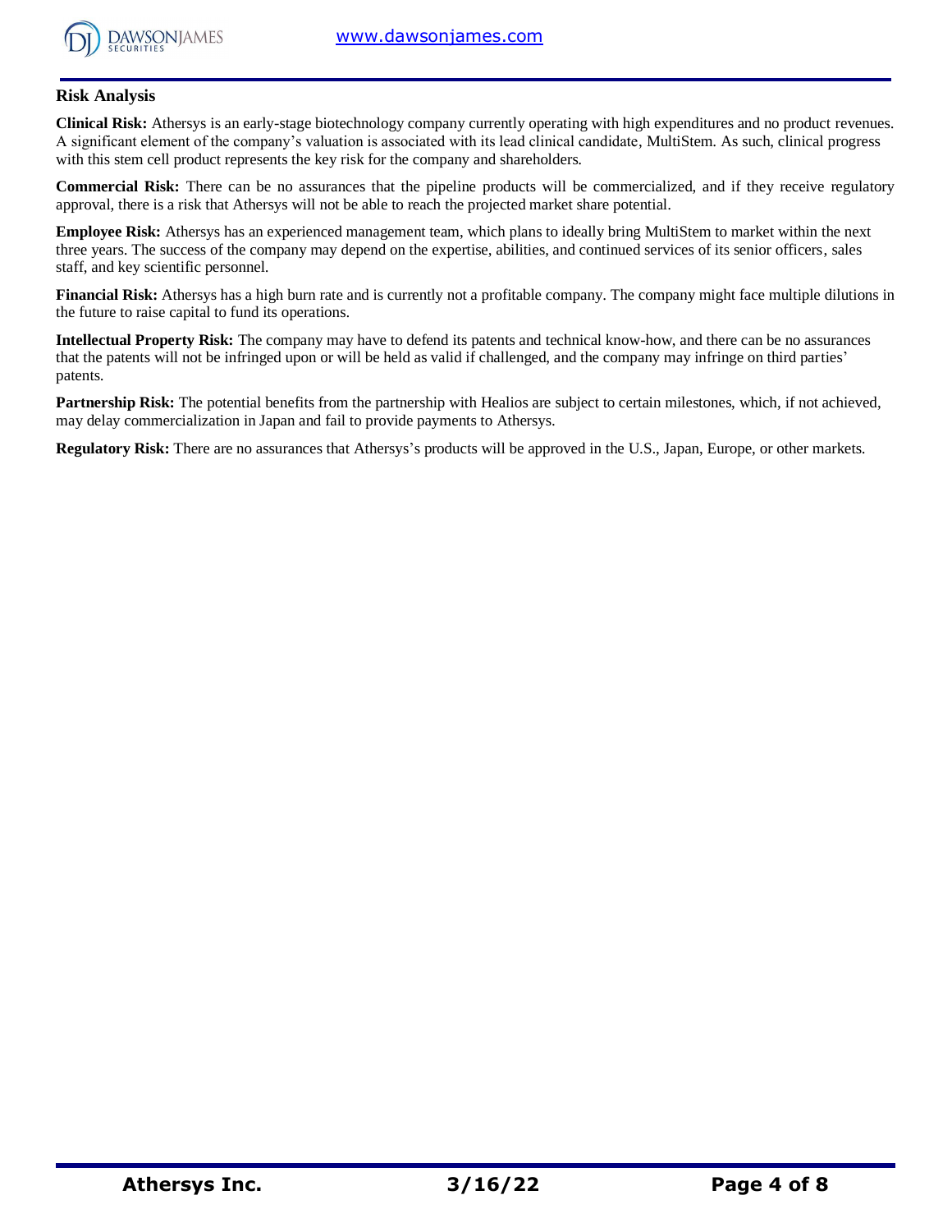## Risk Analysis

**Clinical Risk:** Athersys is an early-stage biotechnology company currently operating with high expenditures and no product revenues. A significant element of the company's valuation is associated with its lead clinical candidate, MultiStem. As such, clinical progress with this stem cell product represents the key risk for the company and shareholders.

**Commercial Risk:** There can be no assurances that the pipeline products will be commercialized, and if they receive regulatory approval, there is a risk that Athersys will not be able to reach the projected market share potential.

**Employee Risk:** Athersys has an experienced management team, which plans to ideally bring MultiStem to market within the next three years. The success of the company may depend on the expertise, abilities, and continued services of its senior officers, sales staff, and key scientific personnel.

**Financial Risk:** Athersys has a high burn rate and is currently not a profitable company. The company might face multiple dilutions in the future to raise capital to fund its operations.

**Intellectual Property Risk:** The company may have to defend its patents and technical know-how, and there can be no assurances that the patents will not be infringed upon or will be held as valid if challenged, and the company may infringe on third parties' patents.

**Partnership Risk:** The potential benefits from the partnership with Healios are subject to certain milestones, which, if not achieved, may delay commercialization in Japan and fail to provide payments to Athersys.

**Regulatory Risk:** There are no assurances that Athersys's products will be approved in the U.S., Japan, Europe, or other markets.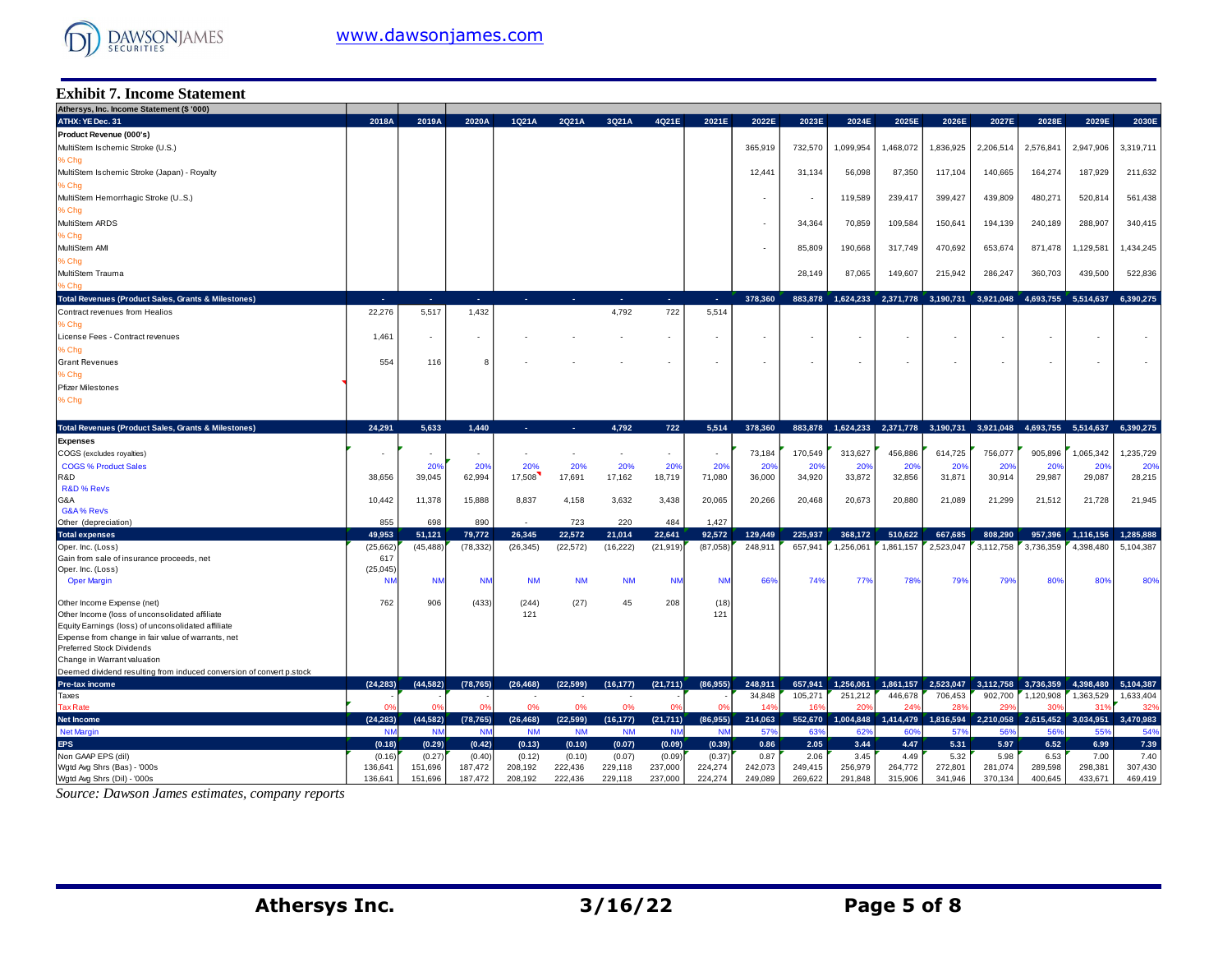## Exhibit 7. Income Statement

| Athersys, Inc. Income Statement ($ '000) | | | | | | | | | | | | | | | | | | |
|---|---|---|---|---|---|---|---|---|---|---|---|---|---|---|---|---|---|---|
| ATHX: YE Dec. 31 | 2018A | 2019A | 2020A | 1Q21A | 2Q21A | 3Q21A | 4Q21E | 2021E | 2022E | 2023E | 2024E | 2025E | 2026E | 2027E | 2028E | 2029E | 2030E |
| **Product Revenue (000's)** | | | | | | | | | | | | | | | | | |
| MultiStem Ischemic Stroke (U.S.) | | | | | | | | | 365,919 | 732,570 | 1,099,954 | 1,468,072 | 1,836,925 | 2,206,514 | 2,576,841 | 2,947,906 | 3,319,711 |
| % Chg | | | | | | | | | | | | | | | | | |
| MultiStem Ischemic Stroke (Japan) - Royalty | | | | | | | | | 12,441 | 31,134 | 56,098 | 87,350 | 117,104 | 140,665 | 164,274 | 187,929 | 211,632 |
| % Chg | | | | | | | | | | | | | | | | | |
| MultiStem Hemorrhagic Stroke (U..S.) | | | | | | | | | - | - | 119,589 | 239,417 | 399,427 | 439,809 | 480,271 | 520,814 | 561,438 |
| % Chg | | | | | | | | | | | | | | | | | |
| MultiStem ARDS | | | | | | | | | - | 34,364 | 70,859 | 109,584 | 150,641 | 194,139 | 240,189 | 288,907 | 340,415 |
| % Chg | | | | | | | | | | | | | | | | | |
| MultiStem AMI | | | | | | | | | - | 85,809 | 190,668 | 317,749 | 470,692 | 653,674 | 871,478 | 1,129,581 | 1,434,245 |
| % Chg | | | | | | | | | | | | | | | | | |
| MultiStem Trauma | | | | | | | | | | 28,149 | 87,065 | 149,607 | 215,942 | 286,247 | 360,703 | 439,500 | 522,836 |
| % Chg | | | | | | | | | | | | | | | | | |
| **Total Revenues (Product Sales, Grants & Milestones)** | - | - | - | - | - | - | - | - | 378,360 | 883,878 | 1,624,233 | 2,371,778 | 3,190,731 | 3,921,048 | 4,693,755 | 5,514,637 | 6,390,275 |
| Contract revenues from Healios | 22,276 | 5,517 | 1,432 | | | 4,792 | 722 | 5,514 | | | | | | | | | |
| % Chg | | | | | | | | | | | | | | | | | |
| License Fees - Contract revenues | 1,461 | - | - | - | - | - | - | - | - | - | - | - | - | - | - | - | - |
| % Chg | | | | | | | | | | | | | | | | | |
| Grant Revenues | 554 | 116 | 8 | - | - | - | - | - | - | - | - | - | - | - | - | - | - |
| % Chg | | | | | | | | | | | | | | | | | |
| Pfizer Milestones | | | | | | | | | | | | | | | | | |
| % Chg | | | | | | | | | | | | | | | | | |
| **Total Revenues (Product Sales, Grants & Milestones)** | 24,291 | 5,633 | 1,440 | - | - | 4,792 | 722 | 5,514 | 378,360 | 883,878 | 1,624,233 | 2,371,778 | 3,190,731 | 3,921,048 | 4,693,755 | 5,514,637 | 6,390,275 |
| **Expenses** | | | | | | | | | | | | | | | | | |
| COGS (excludes royalties) | - | - | - | - | - | - | - | - | 73,184 | 170,549 | 313,627 | 456,886 | 614,725 | 756,077 | 905,896 | 1,065,342 | 1,235,729 |
| COGS % Product Sales | | 20% | 20% | 20% | 20% | 20% | 20% | 20% | 20% | 20% | 20% | 20% | 20% | 20% | 20% | 20% | 20% |
| R&D | 38,656 | 39,045 | 62,994 | 17,508 | 17,691 | 17,162 | 18,719 | 71,080 | 36,000 | 34,920 | 33,872 | 32,856 | 31,871 | 30,914 | 29,987 | 29,087 | 28,215 |
| R&D % Revs | | | | | | | | | | | | | | | | | |
| G&A | 10,442 | 11,378 | 15,888 | 8,837 | 4,158 | 3,632 | 3,438 | 20,065 | 20,266 | 20,468 | 20,673 | 20,880 | 21,089 | 21,299 | 21,512 | 21,728 | 21,945 |
| G&A % Revs | | | | | | | | | | | | | | | | | |
| Other (depreciation) | 855 | 698 | 890 | - | 723 | 220 | 484 | 1,427 | | | | | | | | | |
| **Total expenses** | 49,953 | 51,121 | 79,772 | 26,345 | 22,572 | 21,014 | 22,641 | 92,572 | 129,449 | 225,937 | 368,172 | 510,622 | 667,685 | 808,290 | 957,396 | 1,116,156 | 1,285,888 |
| Oper. Inc. (Loss) | (25,662) | (45,488) | (78,332) | (26,345) | (22,572) | (16,222) | (21,919) | (87,058) | 248,911 | 657,941 | 1,256,061 | 1,861,157 | 2,523,047 | 3,112,758 | 3,736,359 | 4,398,480 | 5,104,387 |
| Gain from sale of insurance proceeds, net | 617 | | | | | | | | | | | | | | | | |
| Oper. Inc. (Loss) | (25,045) | | | | | | | | | | | | | | | | |
| Oper Margin | NM | NM | NM | NM | NM | NM | NM | NM | 66% | 74% | 77% | 78% | 79% | 79% | 80% | 80% | 80% |
| Other Income Expense (net) | 762 | 906 | (433) | (244) | (27) | 45 | 208 | (18) | | | | | | | | | |
| Other Income (loss of unconsolidated affiliate | | | | 121 | | | | 121 | | | | | | | | | |
| Equity Earnings (loss) of unconsolidated affiliate | | | | | | | | | | | | | | | | | |
| Expense from change in fair value of warrants, net | | | | | | | | | | | | | | | | | |
| Preferred Stock Dividends | | | | | | | | | | | | | | | | | |
| Change in Warrant valuation | | | | | | | | | | | | | | | | | |
| Deemed dividend resulting from induced conversion of convert p.stock | | | | | | | | | | | | | | | | | |
| **Pre-tax income** | (24,283) | (44,582) | (78,765) | (26,468) | (22,599) | (16,177) | (21,711) | (86,955) | 248,911 | 657,941 | 1,256,061 | 1,861,157 | 2,523,047 | 3,112,758 | 3,736,359 | 4,398,480 | 5,104,387 |
| Taxes | - | - | - | - | - | - | - | - | 34,848 | 105,271 | 251,212 | 446,678 | 706,453 | 902,700 | 1,120,908 | 1,363,529 | 1,633,404 |
| Tax Rate | 0% | 0% | 0% | 0% | 0% | 0% | 0% | 0% | 14% | 16% | 20% | 24% | 28% | 29% | 30% | 31% | 32% |
| **Net Income** | (24,283) | (44,582) | (78,765) | (26,468) | (22,599) | (16,177) | (21,711) | (86,955) | 214,063 | 552,670 | 1,004,848 | 1,414,479 | 1,816,594 | 2,210,058 | 2,615,452 | 3,034,951 | 3,470,983 |
| Net Margin | NM | NM | NM | NM | NM | NM | NM | NM | 57% | 63% | 62% | 60% | 57% | 56% | 56% | 55% | 54% |
| **EPS** | (0.18) | (0.29) | (0.42) | (0.13) | (0.10) | (0.07) | (0.09) | (0.39) | 0.86 | 2.05 | 3.44 | 4.47 | 5.31 | 5.97 | 6.52 | 6.99 | 7.39 |
| Non GAAP EPS (dil) | (0.16) | (0.27) | (0.40) | (0.12) | (0.10) | (0.07) | (0.09) | (0.37) | 0.87 | 2.06 | 3.45 | 4.49 | 5.32 | 5.98 | 6.53 | 7.00 | 7.40 |
| Wgtd Avg Shrs (Bas) - '000s | 136,641 | 151,696 | 187,472 | 208,192 | 222,436 | 229,118 | 237,000 | 224,274 | 242,073 | 249,415 | 256,979 | 264,772 | 272,801 | 281,074 | 289,598 | 298,381 | 307,430 |
| Wgtd Avg Shrs (Dil) - '000s | 136,641 | 151,696 | 187,472 | 208,192 | 222,436 | 229,118 | 237,000 | 224,274 | 249,089 | 269,622 | 291,848 | 315,906 | 341,946 | 370,134 | 400,645 | 433,671 | 469,419 |

*Source: Dawson James estimates, company reports*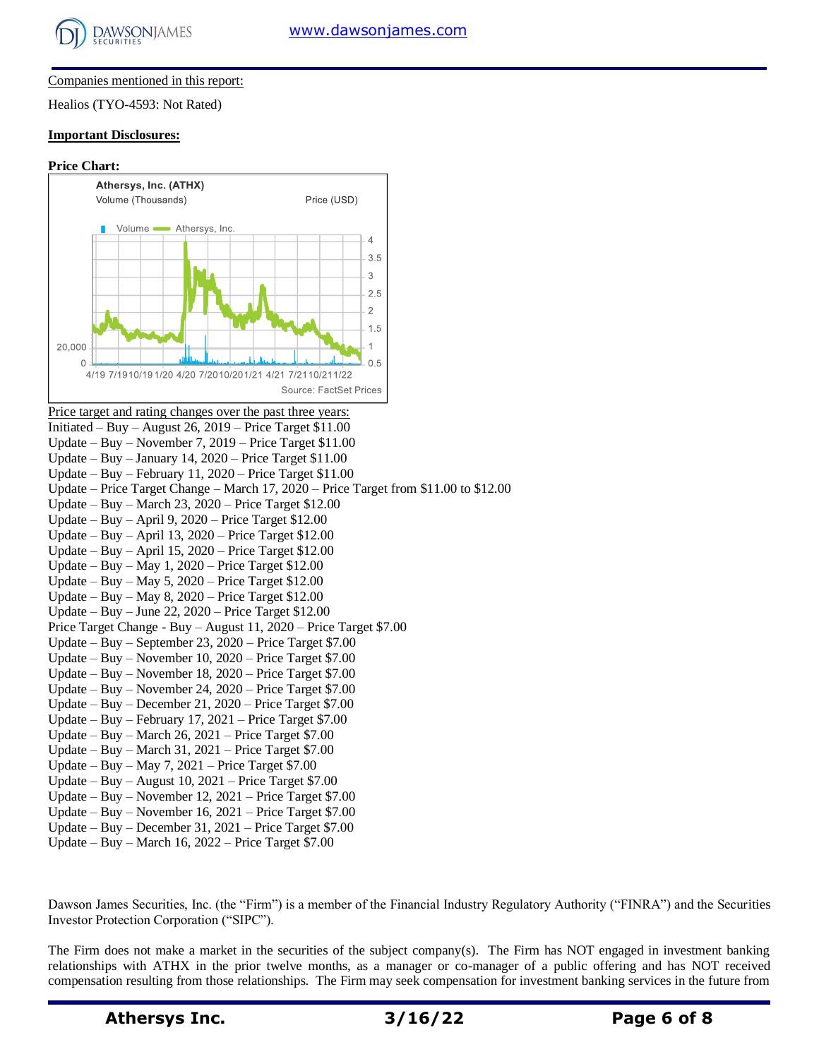Companies mentioned in this report:

Healios (TYO-4593: Not Rated)

**Important Disclosures:**

**Price Chart:**

Athersys, Inc. (ATHX)

Volume (Thousands) Price (USD)

Volume Athersys, Inc.

Source: FactSet Prices

Price target and rating changes over the past three years:

Initiated – Buy – August 26, 2019 – Price Target $11.00
Update – Buy – November 7, 2019 – Price Target $11.00
Update – Buy – January 14, 2020 – Price Target $11.00
Update – Buy – February 11, 2020 – Price Target $11.00
Update – Price Target Change – March 17, 2020 – Price Target from $11.00 to $12.00
Update – Buy – March 23, 2020 – Price Target $12.00
Update – Buy – April 9, 2020 – Price Target $12.00
Update – Buy – April 13, 2020 – Price Target $12.00
Update – Buy – April 15, 2020 – Price Target $12.00
Update – Buy – May 1, 2020 – Price Target $12.00
Update – Buy – May 5, 2020 – Price Target $12.00
Update – Buy – May 8, 2020 – Price Target $12.00
Update – Buy – June 22, 2020 – Price Target $12.00
Price Target Change - Buy – August 11, 2020 – Price Target $7.00
Update – Buy – September 23, 2020 – Price Target $7.00
Update – Buy – November 10, 2020 – Price Target $7.00
Update – Buy – November 18, 2020 – Price Target $7.00
Update – Buy – November 24, 2020 – Price Target $7.00
Update – Buy – December 21, 2020 – Price Target $7.00
Update – Buy – February 17, 2021 – Price Target $7.00
Update – Buy – March 26, 2021 – Price Target $7.00
Update – Buy – March 31, 2021 – Price Target $7.00
Update – Buy – May 7, 2021 – Price Target $7.00
Update – Buy – August 10, 2021 – Price Target $7.00
Update – Buy – November 12, 2021 – Price Target $7.00
Update – Buy – November 16, 2021 – Price Target $7.00
Update – Buy – December 31, 2021 – Price Target $7.00
Update – Buy – March 16, 2022 – Price Target $7.00

Dawson James Securities, Inc. (the "Firm") is a member of the Financial Industry Regulatory Authority ("FINRA") and the Securities Investor Protection Corporation ("SIPC").

The Firm does not make a market in the securities of the subject company(s). The Firm has NOT engaged in investment banking relationships with ATHX in the prior twelve months, as a manager or co-manager of a public offering and has NOT received compensation resulting from those relationships. The Firm may seek compensation for investment banking services in the future from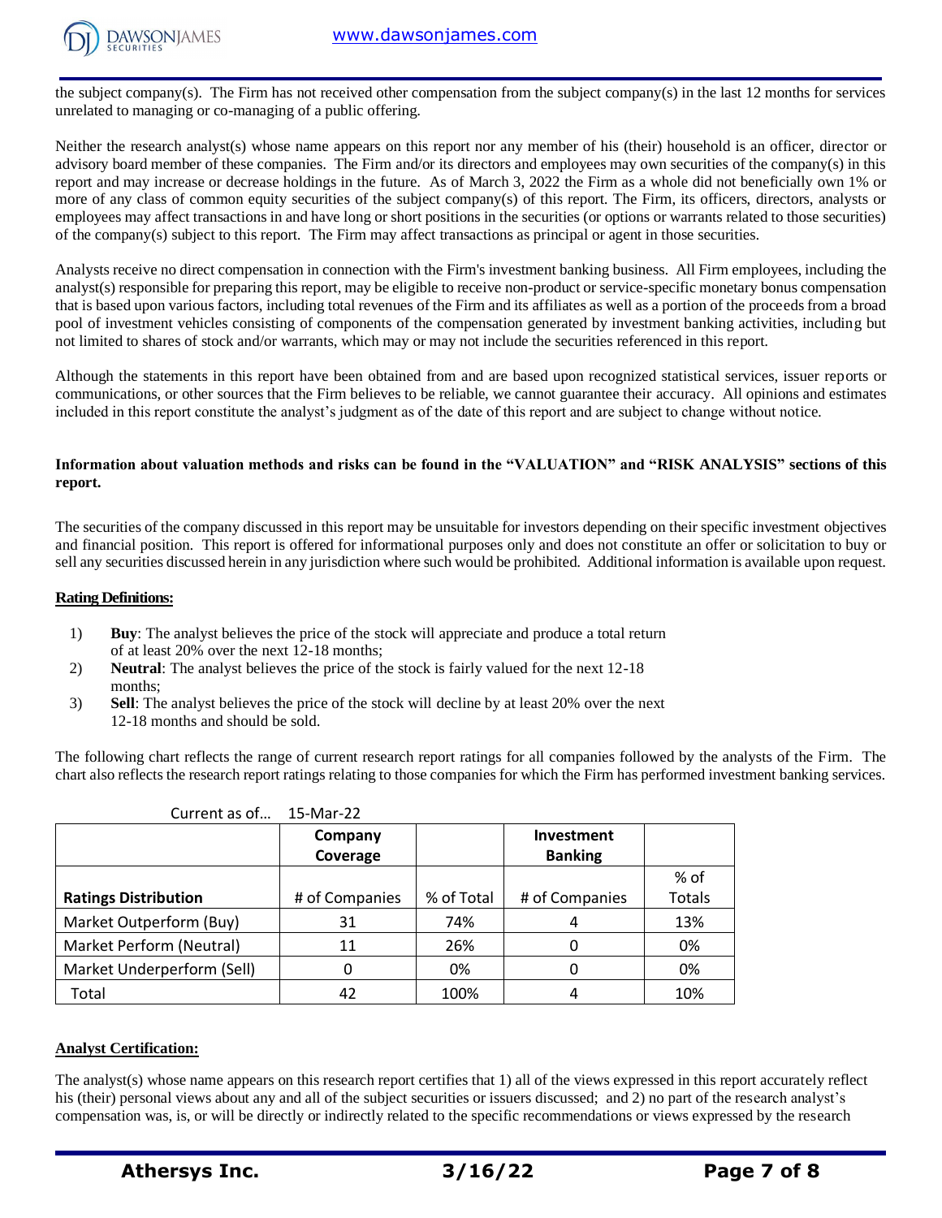the subject company(s). The Firm has not received other compensation from the subject company(s) in the last 12 months for services unrelated to managing or co-managing of a public offering.

Neither the research analyst(s) whose name appears on this report nor any member of his (their) household is an officer, director or advisory board member of these companies. The Firm and/or its directors and employees may own securities of the company(s) in this report and may increase or decrease holdings in the future. As of March 3, 2022 the Firm as a whole did not beneficially own 1% or more of any class of common equity securities of the subject company(s) of this report. The Firm, its officers, directors, analysts or employees may affect transactions in and have long or short positions in the securities (or options or warrants related to those securities) of the company(s) subject to this report. The Firm may affect transactions as principal or agent in those securities.

Analysts receive no direct compensation in connection with the Firm's investment banking business. All Firm employees, including the analyst(s) responsible for preparing this report, may be eligible to receive non-product or service-specific monetary bonus compensation that is based upon various factors, including total revenues of the Firm and its affiliates as well as a portion of the proceeds from a broad pool of investment vehicles consisting of components of the compensation generated by investment banking activities, including but not limited to shares of stock and/or warrants, which may or may not include the securities referenced in this report.

Although the statements in this report have been obtained from and are based upon recognized statistical services, issuer reports or communications, or other sources that the Firm believes to be reliable, we cannot guarantee their accuracy. All opinions and estimates included in this report constitute the analyst's judgment as of the date of this report and are subject to change without notice.

**Information about valuation methods and risks can be found in the "VALUATION" and "RISK ANALYSIS" sections of this report.**

The securities of the company discussed in this report may be unsuitable for investors depending on their specific investment objectives and financial position. This report is offered for informational purposes only and does not constitute an offer or solicitation to buy or sell any securities discussed herein in any jurisdiction where such would be prohibited. Additional information is available upon request.

**Rating Definitions:**

1) **Buy**: The analyst believes the price of the stock will appreciate and produce a total return of at least 20% over the next 12-18 months;
2) **Neutral**: The analyst believes the price of the stock is fairly valued for the next 12-18 months;
3) **Sell**: The analyst believes the price of the stock will decline by at least 20% over the next 12-18 months and should be sold.

The following chart reflects the range of current research report ratings for all companies followed by the analysts of the Firm. The chart also reflects the research report ratings relating to those companies for which the Firm has performed investment banking services.

Current as of... 15-Mar-22

| | Company Coverage | | Investment Banking | |
|---|---|---|---|---|
| **Ratings Distribution** | # of Companies | % of Total | # of Companies | % of Totals |
| Market Outperform (Buy) | 31 | 74% | 4 | 13% |
| Market Perform (Neutral) | 11 | 26% | 0 | 0% |
| Market Underperform (Sell) | 0 | 0% | 0 | 0% |
| Total | 42 | 100% | 4 | 10% |

**Analyst Certification:**

The analyst(s) whose name appears on this research report certifies that 1) all of the views expressed in this report accurately reflect his (their) personal views about any and all of the subject securities or issuers discussed; and 2) no part of the research analyst's compensation was, is, or will be directly or indirectly related to the specific recommendations or views expressed by the research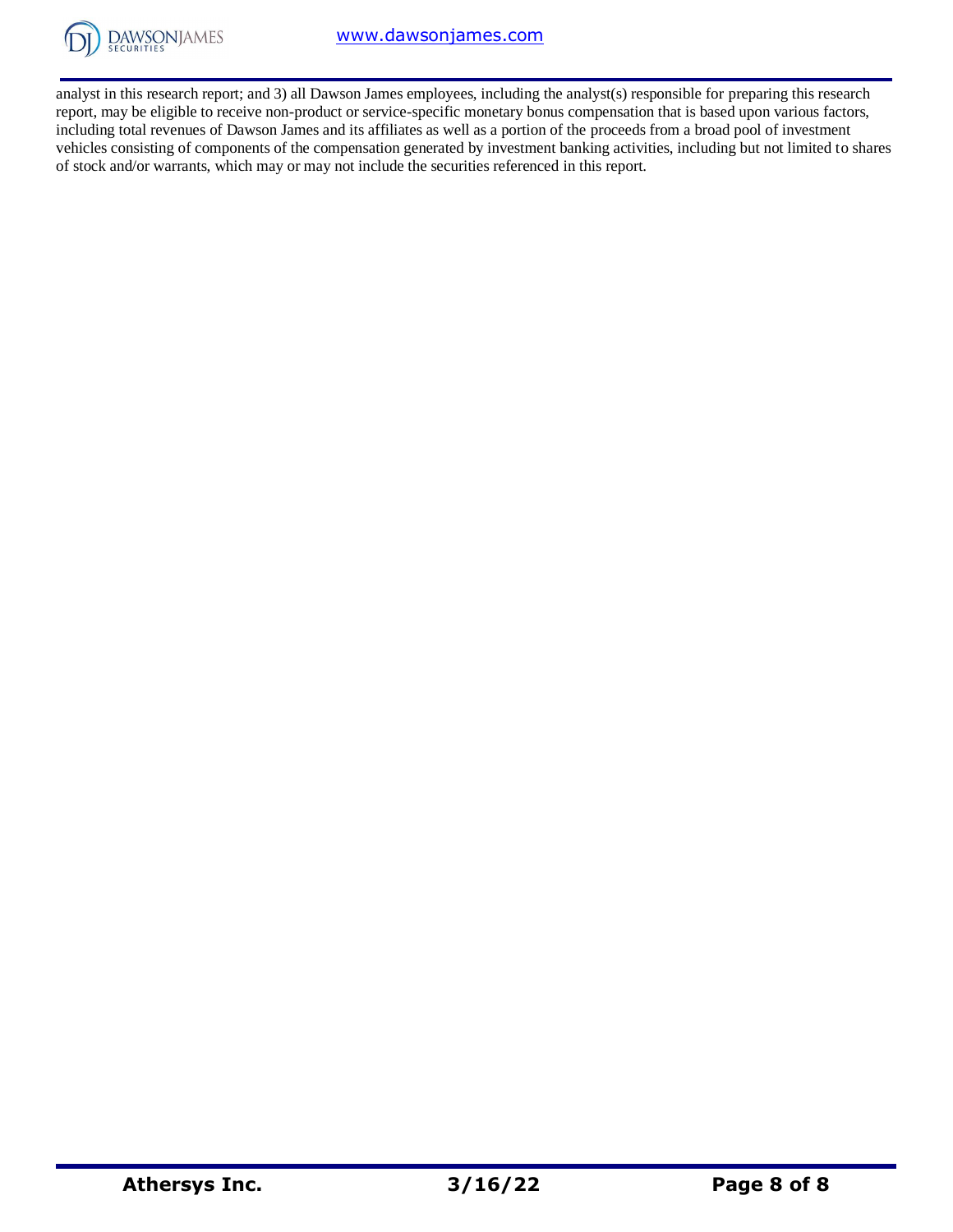analyst in this research report; and 3) all Dawson James employees, including the analyst(s) responsible for preparing this research report, may be eligible to receive non-product or service-specific monetary bonus compensation that is based upon various factors, including total revenues of Dawson James and its affiliates as well as a portion of the proceeds from a broad pool of investment vehicles consisting of components of the compensation generated by investment banking activities, including but not limited to shares of stock and/or warrants, which may or may not include the securities referenced in this report.